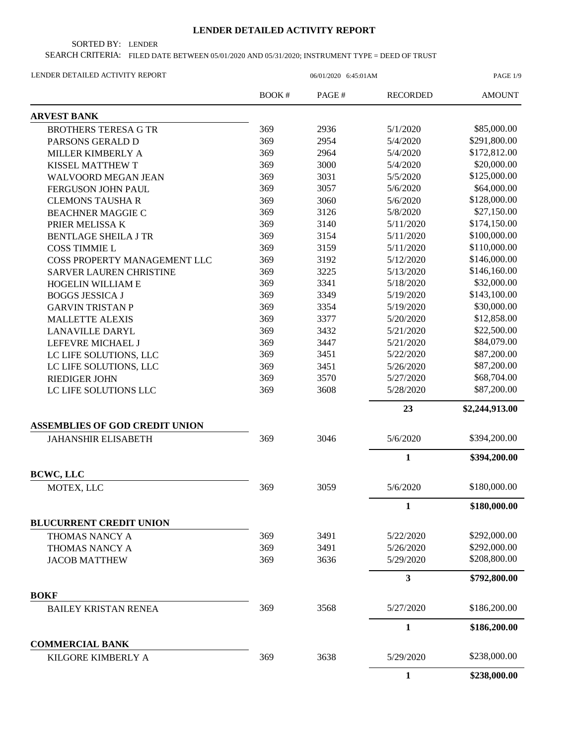# LENDER DETAILED ACTIVITY REPORT

SORTED BY: LENDER

SEARCH CRITERIA: FILED DATE BETWEEN 05/01/2020 AND 05/31/2020; INSTRUMENT TYPE = DEED OF TRUST

LENDER DETAILED ACTIVITY REPORT 06/01/2020 6:45:01AM

| | BOOK # | PAGE # | RECORDED | AMOUNT |
|---|---|---|---|---|
| **ARVEST BANK** | | | | |
| BROTHERS TERESA G TR | 369 | 2936 | 5/1/2020 | \$85,000.00 |
| PARSONS GERALD D | 369 | 2954 | 5/4/2020 | \$291,800.00 |
| MILLER KIMBERLY A | 369 | 2964 | 5/4/2020 | \$172,812.00 |
| KISSEL MATTHEW T | 369 | 3000 | 5/4/2020 | \$20,000.00 |
| WALVOORD MEGAN JEAN | 369 | 3031 | 5/5/2020 | \$125,000.00 |
| FERGUSON JOHN PAUL | 369 | 3057 | 5/6/2020 | \$64,000.00 |
| CLEMONS TAUSHA R | 369 | 3060 | 5/6/2020 | \$128,000.00 |
| BEACHNER MAGGIE C | 369 | 3126 | 5/8/2020 | \$27,150.00 |
| PRIER MELISSA K | 369 | 3140 | 5/11/2020 | \$174,150.00 |
| BENTLAGE SHEILA J TR | 369 | 3154 | 5/11/2020 | \$100,000.00 |
| COSS TIMMIE L | 369 | 3159 | 5/11/2020 | \$110,000.00 |
| COSS PROPERTY MANAGEMENT LLC | 369 | 3192 | 5/12/2020 | \$146,000.00 |
| SARVER LAUREN CHRISTINE | 369 | 3225 | 5/13/2020 | \$146,160.00 |
| HOGELIN WILLIAM E | 369 | 3341 | 5/18/2020 | \$32,000.00 |
| BOGGS JESSICA J | 369 | 3349 | 5/19/2020 | \$143,100.00 |
| GARVIN TRISTAN P | 369 | 3354 | 5/19/2020 | \$30,000.00 |
| MALLETTE ALEXIS | 369 | 3377 | 5/20/2020 | \$12,858.00 |
| LANAVILLE DARYL | 369 | 3432 | 5/21/2020 | \$22,500.00 |
| LEFEVRE MICHAEL J | 369 | 3447 | 5/21/2020 | \$84,079.00 |
| LC LIFE SOLUTIONS, LLC | 369 | 3451 | 5/22/2020 | \$87,200.00 |
| LC LIFE SOLUTIONS, LLC | 369 | 3451 | 5/26/2020 | \$87,200.00 |
| RIEDIGER JOHN | 369 | 3570 | 5/27/2020 | \$68,704.00 |
| LC LIFE SOLUTIONS LLC | 369 | 3608 | 5/28/2020 | \$87,200.00 |
| | | | **23** | **\$2,244,913.00** |
| **ASSEMBLIES OF GOD CREDIT UNION** | | | | |
| JAHANSHIR ELISABETH | 369 | 3046 | 5/6/2020 | \$394,200.00 |
| | | | **1** | **\$394,200.00** |
| **BCWC, LLC** | | | | |
| MOTEX, LLC | 369 | 3059 | 5/6/2020 | \$180,000.00 |
| | | | **1** | **\$180,000.00** |
| **BLUCURRENT CREDIT UNION** | | | | |
| THOMAS NANCY A | 369 | 3491 | 5/22/2020 | \$292,000.00 |
| THOMAS NANCY A | 369 | 3491 | 5/26/2020 | \$292,000.00 |
| JACOB MATTHEW | 369 | 3636 | 5/29/2020 | \$208,800.00 |
| | | | **3** | **\$792,800.00** |
| **BOKF** | | | | |
| BAILEY KRISTAN RENEA | 369 | 3568 | 5/27/2020 | \$186,200.00 |
| | | | **1** | **\$186,200.00** |
| **COMMERCIAL BANK** | | | | |
| KILGORE KIMBERLY A | 369 | 3638 | 5/29/2020 | \$238,000.00 |
| | | | **1** | **\$238,000.00** |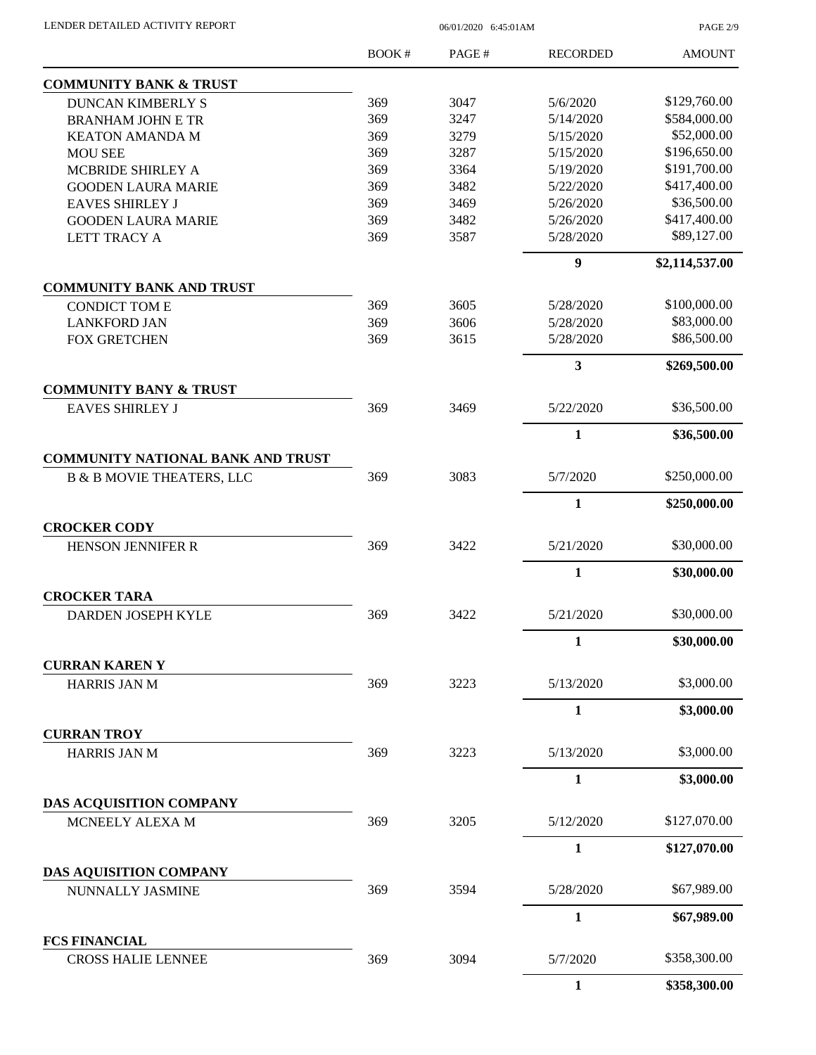| | BOOK # | PAGE # | RECORDED | AMOUNT |
|---|---|---|---|---|
| **COMMUNITY BANK & TRUST** | | | | |
| DUNCAN KIMBERLY S | 369 | 3047 | 5/6/2020 | \$129,760.00 |
| BRANHAM JOHN E TR | 369 | 3247 | 5/14/2020 | \$584,000.00 |
| KEATON AMANDA M | 369 | 3279 | 5/15/2020 | \$52,000.00 |
| MOU SEE | 369 | 3287 | 5/15/2020 | \$196,650.00 |
| MCBRIDE SHIRLEY A | 369 | 3364 | 5/19/2020 | \$191,700.00 |
| GOODEN LAURA MARIE | 369 | 3482 | 5/22/2020 | \$417,400.00 |
| EAVES SHIRLEY J | 369 | 3469 | 5/26/2020 | \$36,500.00 |
| GOODEN LAURA MARIE | 369 | 3482 | 5/26/2020 | \$417,400.00 |
| LETT TRACY A | 369 | 3587 | 5/28/2020 | \$89,127.00 |
| | | | **9** | **\$2,114,537.00** |
| **COMMUNITY BANK AND TRUST** | | | | |
| CONDICT TOM E | 369 | 3605 | 5/28/2020 | \$100,000.00 |
| LANKFORD JAN | 369 | 3606 | 5/28/2020 | \$83,000.00 |
| FOX GRETCHEN | 369 | 3615 | 5/28/2020 | \$86,500.00 |
| | | | **3** | **\$269,500.00** |
| **COMMUNITY BANY & TRUST** | | | | |
| EAVES SHIRLEY J | 369 | 3469 | 5/22/2020 | \$36,500.00 |
| | | | **1** | **\$36,500.00** |
| **COMMUNITY NATIONAL BANK AND TRUST** | | | | |
| B & B MOVIE THEATERS, LLC | 369 | 3083 | 5/7/2020 | \$250,000.00 |
| | | | **1** | **\$250,000.00** |
| **CROCKER CODY** | | | | |
| HENSON JENNIFER R | 369 | 3422 | 5/21/2020 | \$30,000.00 |
| | | | **1** | **\$30,000.00** |
| **CROCKER TARA** | | | | |
| DARDEN JOSEPH KYLE | 369 | 3422 | 5/21/2020 | \$30,000.00 |
| | | | **1** | **\$30,000.00** |
| **CURRAN KAREN Y** | | | | |
| HARRIS JAN M | 369 | 3223 | 5/13/2020 | \$3,000.00 |
| | | | **1** | **\$3,000.00** |
| **CURRAN TROY** | | | | |
| HARRIS JAN M | 369 | 3223 | 5/13/2020 | \$3,000.00 |
| | | | **1** | **\$3,000.00** |
| **DAS ACQUISITION COMPANY** | | | | |
| MCNEELY ALEXA M | 369 | 3205 | 5/12/2020 | \$127,070.00 |
| | | | **1** | **\$127,070.00** |
| **DAS AQUISITION COMPANY** | | | | |
| NUNNALLY JASMINE | 369 | 3594 | 5/28/2020 | \$67,989.00 |
| | | | **1** | **\$67,989.00** |
| **FCS FINANCIAL** | | | | |
| CROSS HALIE LENNEE | 369 | 3094 | 5/7/2020 | \$358,300.00 |
| | | | **1** | **\$358,300.00** |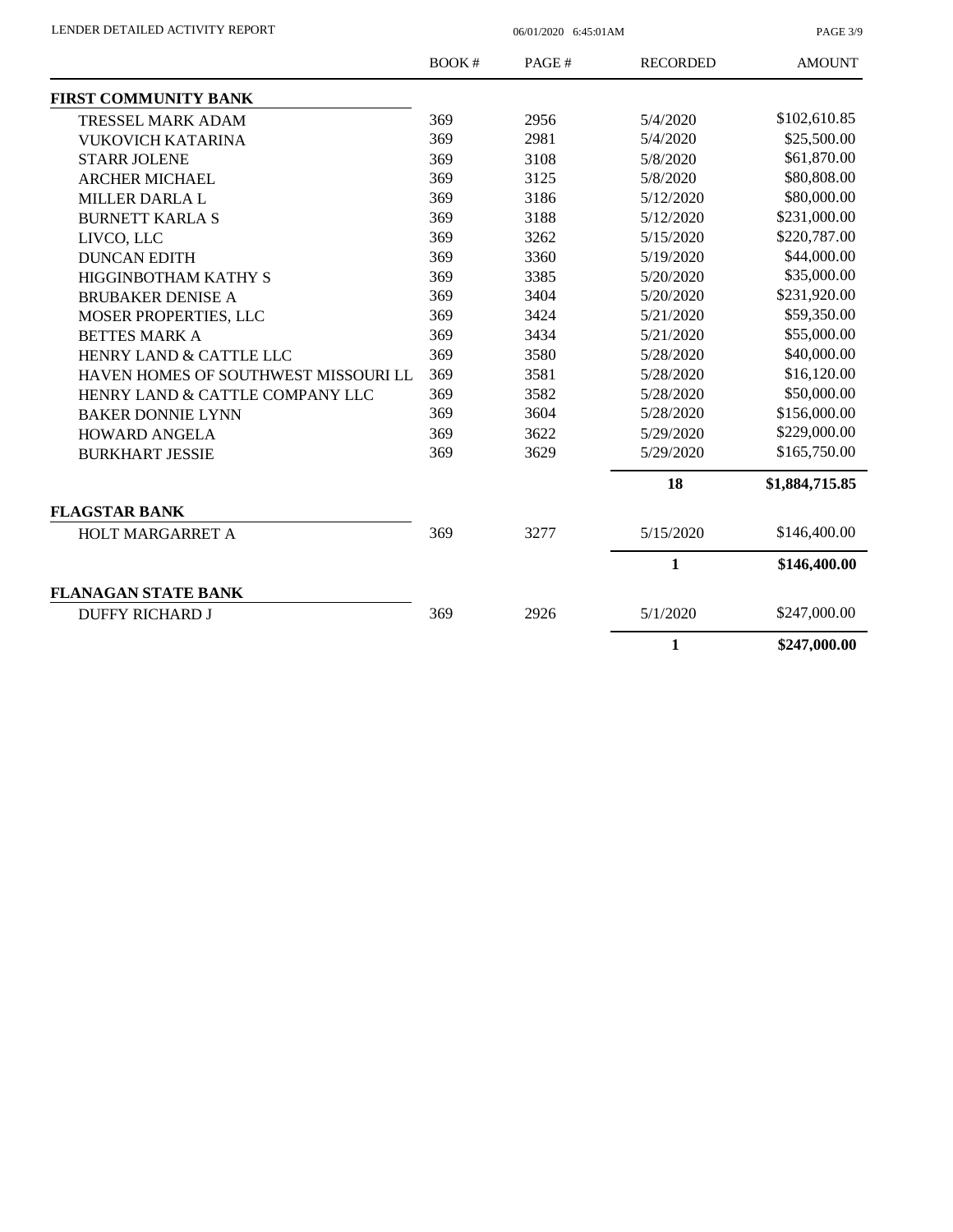| | BOOK # | PAGE # | RECORDED | AMOUNT |
|---|---|---|---|---|
| **FIRST COMMUNITY BANK** | | | | |
| TRESSEL MARK ADAM | 369 | 2956 | 5/4/2020 | $102,610.85 |
| VUKOVICH KATARINA | 369 | 2981 | 5/4/2020 | $25,500.00 |
| STARR JOLENE | 369 | 3108 | 5/8/2020 | $61,870.00 |
| ARCHER MICHAEL | 369 | 3125 | 5/8/2020 | $80,808.00 |
| MILLER DARLA L | 369 | 3186 | 5/12/2020 | $80,000.00 |
| BURNETT KARLA S | 369 | 3188 | 5/12/2020 | $231,000.00 |
| LIVCO, LLC | 369 | 3262 | 5/15/2020 | $220,787.00 |
| DUNCAN EDITH | 369 | 3360 | 5/19/2020 | $44,000.00 |
| HIGGINBOTHAM KATHY S | 369 | 3385 | 5/20/2020 | $35,000.00 |
| BRUBAKER DENISE A | 369 | 3404 | 5/20/2020 | $231,920.00 |
| MOSER PROPERTIES, LLC | 369 | 3424 | 5/21/2020 | $59,350.00 |
| BETTES MARK A | 369 | 3434 | 5/21/2020 | $55,000.00 |
| HENRY LAND & CATTLE LLC | 369 | 3580 | 5/28/2020 | $40,000.00 |
| HAVEN HOMES OF SOUTHWEST MISSOURI LL | 369 | 3581 | 5/28/2020 | $16,120.00 |
| HENRY LAND & CATTLE COMPANY LLC | 369 | 3582 | 5/28/2020 | $50,000.00 |
| BAKER DONNIE LYNN | 369 | 3604 | 5/28/2020 | $156,000.00 |
| HOWARD ANGELA | 369 | 3622 | 5/29/2020 | $229,000.00 |
| BURKHART JESSIE | 369 | 3629 | 5/29/2020 | $165,750.00 |
| | | | **18** | **$1,884,715.85** |
| **FLAGSTAR BANK** | | | | |
| HOLT MARGARRET A | 369 | 3277 | 5/15/2020 | $146,400.00 |
| | | | **1** | **$146,400.00** |
| **FLANAGAN STATE BANK** | | | | |
| DUFFY RICHARD J | 369 | 2926 | 5/1/2020 | $247,000.00 |
| | | | **1** | **$247,000.00** |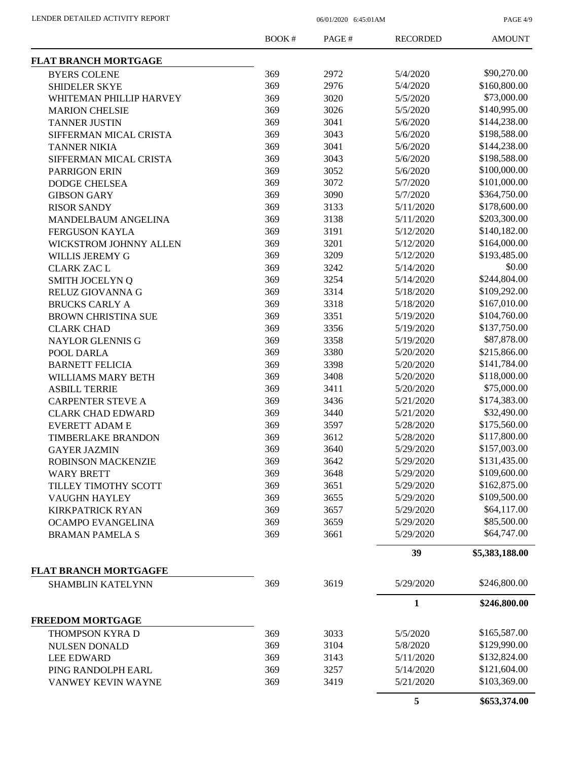LENDER DETAILED ACTIVITY REPORT

06/01/2020 6:45:01AM

| | BOOK # | PAGE # | RECORDED | AMOUNT |
|---|---|---|---|---|
| **FLAT BRANCH MORTGAGE** | | | | |
| BYERS COLENE | 369 | 2972 | 5/4/2020 | $90,270.00 |
| SHIDELER SKYE | 369 | 2976 | 5/4/2020 | $160,800.00 |
| WHITEMAN PHILLIP HARVEY | 369 | 3020 | 5/5/2020 | $73,000.00 |
| MARION CHELSIE | 369 | 3026 | 5/5/2020 | $140,995.00 |
| TANNER JUSTIN | 369 | 3041 | 5/6/2020 | $144,238.00 |
| SIFFERMAN MICAL CRISTA | 369 | 3043 | 5/6/2020 | $198,588.00 |
| TANNER NIKIA | 369 | 3041 | 5/6/2020 | $144,238.00 |
| SIFFERMAN MICAL CRISTA | 369 | 3043 | 5/6/2020 | $198,588.00 |
| PARRIGON ERIN | 369 | 3052 | 5/6/2020 | $100,000.00 |
| DODGE CHELSEA | 369 | 3072 | 5/7/2020 | $101,000.00 |
| GIBSON GARY | 369 | 3090 | 5/7/2020 | $364,750.00 |
| RISOR SANDY | 369 | 3133 | 5/11/2020 | $178,600.00 |
| MANDELBAUM ANGELINA | 369 | 3138 | 5/11/2020 | $203,300.00 |
| FERGUSON KAYLA | 369 | 3191 | 5/12/2020 | $140,182.00 |
| WICKSTROM JOHNNY ALLEN | 369 | 3201 | 5/12/2020 | $164,000.00 |
| WILLIS JEREMY G | 369 | 3209 | 5/12/2020 | $193,485.00 |
| CLARK ZAC L | 369 | 3242 | 5/14/2020 | $0.00 |
| SMITH JOCELYN Q | 369 | 3254 | 5/14/2020 | $244,804.00 |
| RELUZ GIOVANNA G | 369 | 3314 | 5/18/2020 | $109,292.00 |
| BRUCKS CARLY A | 369 | 3318 | 5/18/2020 | $167,010.00 |
| BROWN CHRISTINA SUE | 369 | 3351 | 5/19/2020 | $104,760.00 |
| CLARK CHAD | 369 | 3356 | 5/19/2020 | $137,750.00 |
| NAYLOR GLENNIS G | 369 | 3358 | 5/19/2020 | $87,878.00 |
| POOL DARLA | 369 | 3380 | 5/20/2020 | $215,866.00 |
| BARNETT FELICIA | 369 | 3398 | 5/20/2020 | $141,784.00 |
| WILLIAMS MARY BETH | 369 | 3408 | 5/20/2020 | $118,000.00 |
| ASBILL TERRIE | 369 | 3411 | 5/20/2020 | $75,000.00 |
| CARPENTER STEVE A | 369 | 3436 | 5/21/2020 | $174,383.00 |
| CLARK CHAD EDWARD | 369 | 3440 | 5/21/2020 | $32,490.00 |
| EVERETT ADAM E | 369 | 3597 | 5/28/2020 | $175,560.00 |
| TIMBERLAKE BRANDON | 369 | 3612 | 5/28/2020 | $117,800.00 |
| GAYER JAZMIN | 369 | 3640 | 5/29/2020 | $157,003.00 |
| ROBINSON MACKENZIE | 369 | 3642 | 5/29/2020 | $131,435.00 |
| WARY BRETT | 369 | 3648 | 5/29/2020 | $109,600.00 |
| TILLEY TIMOTHY SCOTT | 369 | 3651 | 5/29/2020 | $162,875.00 |
| VAUGHN HAYLEY | 369 | 3655 | 5/29/2020 | $109,500.00 |
| KIRKPATRICK RYAN | 369 | 3657 | 5/29/2020 | $64,117.00 |
| OCAMPO EVANGELINA | 369 | 3659 | 5/29/2020 | $85,500.00 |
| BRAMAN PAMELA S | 369 | 3661 | 5/29/2020 | $64,747.00 |
| | | | **39** | **$5,383,188.00** |
| **FLAT BRANCH MORTGAGFE** | | | | |
| SHAMBLIN KATELYNN | 369 | 3619 | 5/29/2020 | $246,800.00 |
| | | | **1** | **$246,800.00** |
| **FREEDOM MORTGAGE** | | | | |
| THOMPSON KYRA D | 369 | 3033 | 5/5/2020 | $165,587.00 |
| NULSEN DONALD | 369 | 3104 | 5/8/2020 | $129,990.00 |
| LEE EDWARD | 369 | 3143 | 5/11/2020 | $132,824.00 |
| PING RANDOLPH EARL | 369 | 3257 | 5/14/2020 | $121,604.00 |
| VANWEY KEVIN WAYNE | 369 | 3419 | 5/21/2020 | $103,369.00 |
| | | | **5** | **$653,374.00** |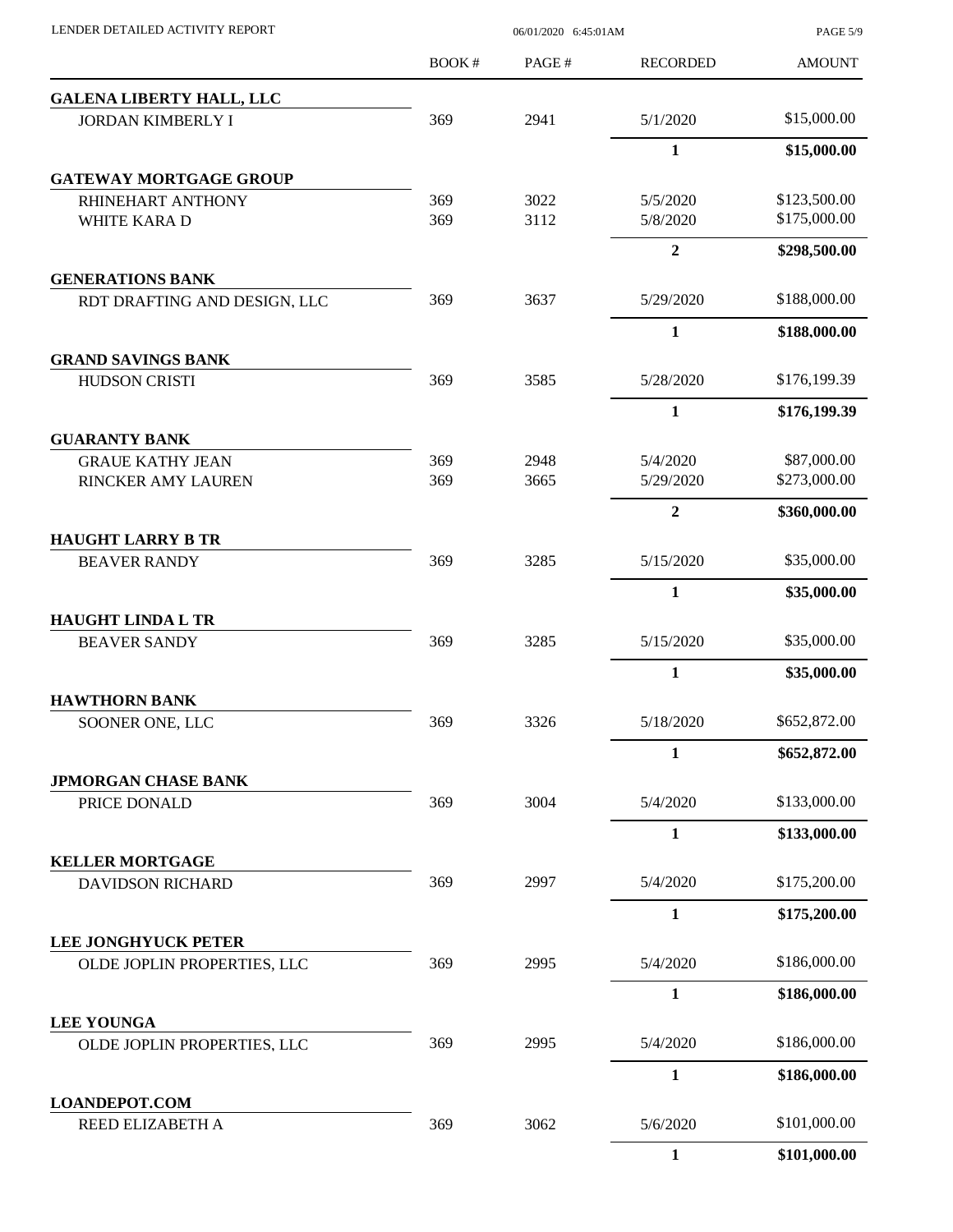| | BOOK # | PAGE # | RECORDED | AMOUNT |
|---|---|---|---|---|
| **GALENA LIBERTY HALL, LLC** | | | | |
| JORDAN KIMBERLY I | 369 | 2941 | 5/1/2020 | $15,000.00 |
| | | | **1** | **$15,000.00** |
| **GATEWAY MORTGAGE GROUP** | | | | |
| RHINEHART ANTHONY | 369 | 3022 | 5/5/2020 | $123,500.00 |
| WHITE KARA D | 369 | 3112 | 5/8/2020 | $175,000.00 |
| | | | **2** | **$298,500.00** |
| **GENERATIONS BANK** | | | | |
| RDT DRAFTING AND DESIGN, LLC | 369 | 3637 | 5/29/2020 | $188,000.00 |
| | | | **1** | **$188,000.00** |
| **GRAND SAVINGS BANK** | | | | |
| HUDSON CRISTI | 369 | 3585 | 5/28/2020 | $176,199.39 |
| | | | **1** | **$176,199.39** |
| **GUARANTY BANK** | | | | |
| GRAUE KATHY JEAN | 369 | 2948 | 5/4/2020 | $87,000.00 |
| RINCKER AMY LAUREN | 369 | 3665 | 5/29/2020 | $273,000.00 |
| | | | **2** | **$360,000.00** |
| **HAUGHT LARRY B TR** | | | | |
| BEAVER RANDY | 369 | 3285 | 5/15/2020 | $35,000.00 |
| | | | **1** | **$35,000.00** |
| **HAUGHT LINDA L TR** | | | | |
| BEAVER SANDY | 369 | 3285 | 5/15/2020 | $35,000.00 |
| | | | **1** | **$35,000.00** |
| **HAWTHORN BANK** | | | | |
| SOONER ONE, LLC | 369 | 3326 | 5/18/2020 | $652,872.00 |
| | | | **1** | **$652,872.00** |
| **JPMORGAN CHASE BANK** | | | | |
| PRICE DONALD | 369 | 3004 | 5/4/2020 | $133,000.00 |
| | | | **1** | **$133,000.00** |
| **KELLER MORTGAGE** | | | | |
| DAVIDSON RICHARD | 369 | 2997 | 5/4/2020 | $175,200.00 |
| | | | **1** | **$175,200.00** |
| **LEE JONGHYUCK PETER** | | | | |
| OLDE JOPLIN PROPERTIES, LLC | 369 | 2995 | 5/4/2020 | $186,000.00 |
| | | | **1** | **$186,000.00** |
| **LEE YOUNGA** | | | | |
| OLDE JOPLIN PROPERTIES, LLC | 369 | 2995 | 5/4/2020 | $186,000.00 |
| | | | **1** | **$186,000.00** |
| **LOANDEPOT.COM** | | | | |
| REED ELIZABETH A | 369 | 3062 | 5/6/2020 | $101,000.00 |
| | | | **1** | **$101,000.00** |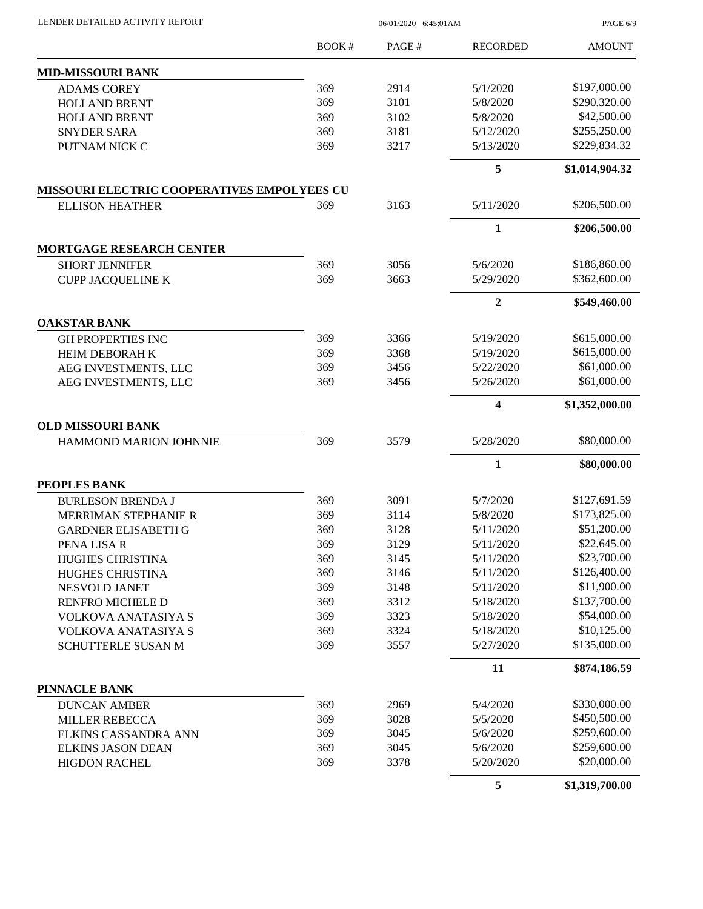| | BOOK # | PAGE # | RECORDED | AMOUNT |
|---|---|---|---|---|
| **MID-MISSOURI BANK** | | | | |
| ADAMS COREY | 369 | 2914 | 5/1/2020 | $197,000.00 |
| HOLLAND BRENT | 369 | 3101 | 5/8/2020 | $290,320.00 |
| HOLLAND BRENT | 369 | 3102 | 5/8/2020 | $42,500.00 |
| SNYDER SARA | 369 | 3181 | 5/12/2020 | $255,250.00 |
| PUTNAM NICK C | 369 | 3217 | 5/13/2020 | $229,834.32 |
| | | | **5** | **$1,014,904.32** |
| **MISSOURI ELECTRIC COOPERATIVES EMPOLYEES CU** | | | | |
| ELLISON HEATHER | 369 | 3163 | 5/11/2020 | $206,500.00 |
| | | | **1** | **$206,500.00** |
| **MORTGAGE RESEARCH CENTER** | | | | |
| SHORT JENNIFER | 369 | 3056 | 5/6/2020 | $186,860.00 |
| CUPP JACQUELINE K | 369 | 3663 | 5/29/2020 | $362,600.00 |
| | | | **2** | **$549,460.00** |
| **OAKSTAR BANK** | | | | |
| GH PROPERTIES INC | 369 | 3366 | 5/19/2020 | $615,000.00 |
| HEIM DEBORAH K | 369 | 3368 | 5/19/2020 | $615,000.00 |
| AEG INVESTMENTS, LLC | 369 | 3456 | 5/22/2020 | $61,000.00 |
| AEG INVESTMENTS, LLC | 369 | 3456 | 5/26/2020 | $61,000.00 |
| | | | **4** | **$1,352,000.00** |
| **OLD MISSOURI BANK** | | | | |
| HAMMOND MARION JOHNNIE | 369 | 3579 | 5/28/2020 | $80,000.00 |
| | | | **1** | **$80,000.00** |
| **PEOPLES BANK** | | | | |
| BURLESON BRENDA J | 369 | 3091 | 5/7/2020 | $127,691.59 |
| MERRIMAN STEPHANIE R | 369 | 3114 | 5/8/2020 | $173,825.00 |
| GARDNER ELISABETH G | 369 | 3128 | 5/11/2020 | $51,200.00 |
| PENA LISA R | 369 | 3129 | 5/11/2020 | $22,645.00 |
| HUGHES CHRISTINA | 369 | 3145 | 5/11/2020 | $23,700.00 |
| HUGHES CHRISTINA | 369 | 3146 | 5/11/2020 | $126,400.00 |
| NESVOLD JANET | 369 | 3148 | 5/11/2020 | $11,900.00 |
| RENFRO MICHELE D | 369 | 3312 | 5/18/2020 | $137,700.00 |
| VOLKOVA ANATASIYA S | 369 | 3323 | 5/18/2020 | $54,000.00 |
| VOLKOVA ANATASIYA S | 369 | 3324 | 5/18/2020 | $10,125.00 |
| SCHUTTERLE SUSAN M | 369 | 3557 | 5/27/2020 | $135,000.00 |
| | | | **11** | **$874,186.59** |
| **PINNACLE BANK** | | | | |
| DUNCAN AMBER | 369 | 2969 | 5/4/2020 | $330,000.00 |
| MILLER REBECCA | 369 | 3028 | 5/5/2020 | $450,500.00 |
| ELKINS CASSANDRA ANN | 369 | 3045 | 5/6/2020 | $259,600.00 |
| ELKINS JASON DEAN | 369 | 3045 | 5/6/2020 | $259,600.00 |
| HIGDON RACHEL | 369 | 3378 | 5/20/2020 | $20,000.00 |
| | | | **5** | **$1,319,700.00** |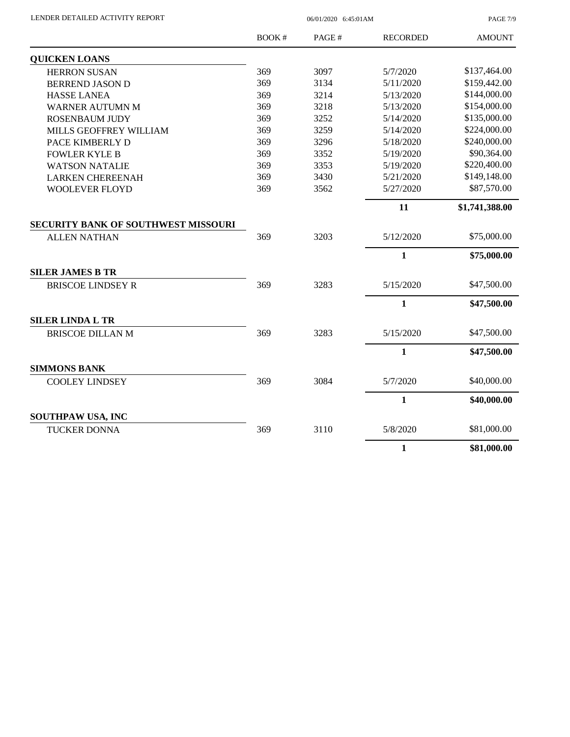| | BOOK # | PAGE # | RECORDED | AMOUNT |
|---|---|---|---|---|
| **QUICKEN LOANS** | | | | |
| HERRON SUSAN | 369 | 3097 | 5/7/2020 | $137,464.00 |
| BERREND JASON D | 369 | 3134 | 5/11/2020 | $159,442.00 |
| HASSE LANEA | 369 | 3214 | 5/13/2020 | $144,000.00 |
| WARNER AUTUMN M | 369 | 3218 | 5/13/2020 | $154,000.00 |
| ROSENBAUM JUDY | 369 | 3252 | 5/14/2020 | $135,000.00 |
| MILLS GEOFFREY WILLIAM | 369 | 3259 | 5/14/2020 | $224,000.00 |
| PACE KIMBERLY D | 369 | 3296 | 5/18/2020 | $240,000.00 |
| FOWLER KYLE B | 369 | 3352 | 5/19/2020 | $90,364.00 |
| WATSON NATALIE | 369 | 3353 | 5/19/2020 | $220,400.00 |
| LARKEN CHEREENAH | 369 | 3430 | 5/21/2020 | $149,148.00 |
| WOOLEVER FLOYD | 369 | 3562 | 5/27/2020 | $87,570.00 |
| | | | **11** | **$1,741,388.00** |
| **SECURITY BANK OF SOUTHWEST MISSOURI** | | | | |
| ALLEN NATHAN | 369 | 3203 | 5/12/2020 | $75,000.00 |
| | | | **1** | **$75,000.00** |
| **SILER JAMES B TR** | | | | |
| BRISCOE LINDSEY R | 369 | 3283 | 5/15/2020 | $47,500.00 |
| | | | **1** | **$47,500.00** |
| **SILER LINDA L TR** | | | | |
| BRISCOE DILLAN M | 369 | 3283 | 5/15/2020 | $47,500.00 |
| | | | **1** | **$47,500.00** |
| **SIMMONS BANK** | | | | |
| COOLEY LINDSEY | 369 | 3084 | 5/7/2020 | $40,000.00 |
| | | | **1** | **$40,000.00** |
| **SOUTHPAW USA, INC** | | | | |
| TUCKER DONNA | 369 | 3110 | 5/8/2020 | $81,000.00 |
| | | | **1** | **$81,000.00** |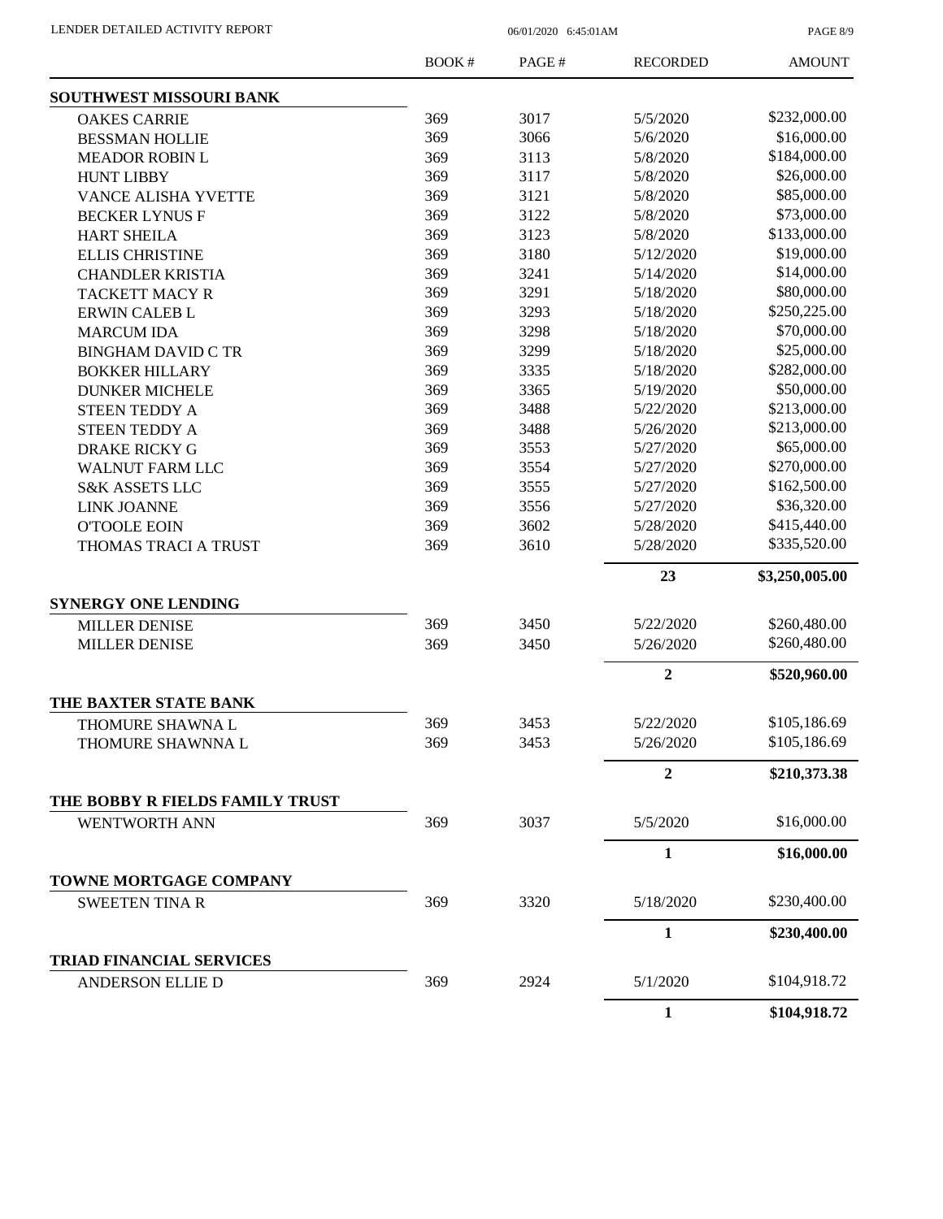LENDER DETAILED ACTIVITY REPORT 06/01/2020 6:45:01AM

| | BOOK # | PAGE # | RECORDED | AMOUNT |
|---|---|---|---|---|
| **SOUTHWEST MISSOURI BANK** | | | | |
| OAKES CARRIE | 369 | 3017 | 5/5/2020 | $232,000.00 |
| BESSMAN HOLLIE | 369 | 3066 | 5/6/2020 | $16,000.00 |
| MEADOR ROBIN L | 369 | 3113 | 5/8/2020 | $184,000.00 |
| HUNT LIBBY | 369 | 3117 | 5/8/2020 | $26,000.00 |
| VANCE ALISHA YVETTE | 369 | 3121 | 5/8/2020 | $85,000.00 |
| BECKER LYNUS F | 369 | 3122 | 5/8/2020 | $73,000.00 |
| HART SHEILA | 369 | 3123 | 5/8/2020 | $133,000.00 |
| ELLIS CHRISTINE | 369 | 3180 | 5/12/2020 | $19,000.00 |
| CHANDLER KRISTIA | 369 | 3241 | 5/14/2020 | $14,000.00 |
| TACKETT MACY R | 369 | 3291 | 5/18/2020 | $80,000.00 |
| ERWIN CALEB L | 369 | 3293 | 5/18/2020 | $250,225.00 |
| MARCUM IDA | 369 | 3298 | 5/18/2020 | $70,000.00 |
| BINGHAM DAVID C TR | 369 | 3299 | 5/18/2020 | $25,000.00 |
| BOKKER HILLARY | 369 | 3335 | 5/18/2020 | $282,000.00 |
| DUNKER MICHELE | 369 | 3365 | 5/19/2020 | $50,000.00 |
| STEEN TEDDY A | 369 | 3488 | 5/22/2020 | $213,000.00 |
| STEEN TEDDY A | 369 | 3488 | 5/26/2020 | $213,000.00 |
| DRAKE RICKY G | 369 | 3553 | 5/27/2020 | $65,000.00 |
| WALNUT FARM LLC | 369 | 3554 | 5/27/2020 | $270,000.00 |
| S&K ASSETS LLC | 369 | 3555 | 5/27/2020 | $162,500.00 |
| LINK JOANNE | 369 | 3556 | 5/27/2020 | $36,320.00 |
| O'TOOLE EOIN | 369 | 3602 | 5/28/2020 | $415,440.00 |
| THOMAS TRACI A TRUST | 369 | 3610 | 5/28/2020 | $335,520.00 |
| | | | **23** | **$3,250,005.00** |
| **SYNERGY ONE LENDING** | | | | |
| MILLER DENISE | 369 | 3450 | 5/22/2020 | $260,480.00 |
| MILLER DENISE | 369 | 3450 | 5/26/2020 | $260,480.00 |
| | | | **2** | **$520,960.00** |
| **THE BAXTER STATE BANK** | | | | |
| THOMURE SHAWNA L | 369 | 3453 | 5/22/2020 | $105,186.69 |
| THOMURE SHAWNNA L | 369 | 3453 | 5/26/2020 | $105,186.69 |
| | | | **2** | **$210,373.38** |
| **THE BOBBY R FIELDS FAMILY TRUST** | | | | |
| WENTWORTH ANN | 369 | 3037 | 5/5/2020 | $16,000.00 |
| | | | **1** | **$16,000.00** |
| **TOWNE MORTGAGE COMPANY** | | | | |
| SWEETEN TINA R | 369 | 3320 | 5/18/2020 | $230,400.00 |
| | | | **1** | **$230,400.00** |
| **TRIAD FINANCIAL SERVICES** | | | | |
| ANDERSON ELLIE D | 369 | 2924 | 5/1/2020 | $104,918.72 |
| | | | **1** | **$104,918.72** |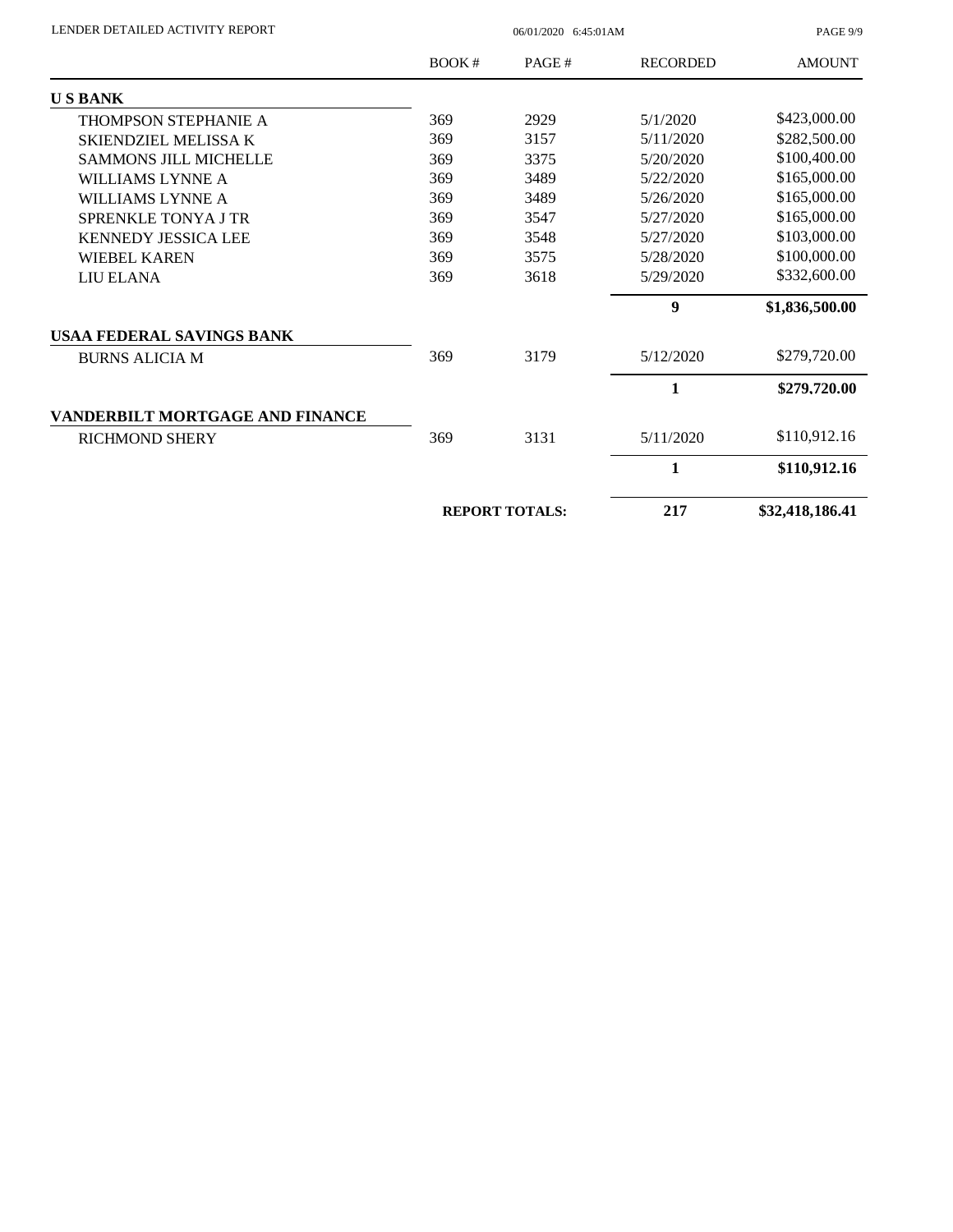| | BOOK # | PAGE # | RECORDED | AMOUNT |
|---|---|---|---|---|
| **U S BANK** | | | | |
| THOMPSON STEPHANIE A | 369 | 2929 | 5/1/2020 | $423,000.00 |
| SKIENDZIEL MELISSA K | 369 | 3157 | 5/11/2020 | $282,500.00 |
| SAMMONS JILL MICHELLE | 369 | 3375 | 5/20/2020 | $100,400.00 |
| WILLIAMS LYNNE A | 369 | 3489 | 5/22/2020 | $165,000.00 |
| WILLIAMS LYNNE A | 369 | 3489 | 5/26/2020 | $165,000.00 |
| SPRENKLE TONYA J TR | 369 | 3547 | 5/27/2020 | $165,000.00 |
| KENNEDY JESSICA LEE | 369 | 3548 | 5/27/2020 | $103,000.00 |
| WIEBEL KAREN | 369 | 3575 | 5/28/2020 | $100,000.00 |
| LIU ELANA | 369 | 3618 | 5/29/2020 | $332,600.00 |
| | | | **9** | **$1,836,500.00** |
| **USAA FEDERAL SAVINGS BANK** | | | | |
| BURNS ALICIA M | 369 | 3179 | 5/12/2020 | $279,720.00 |
| | | | **1** | **$279,720.00** |
| **VANDERBILT MORTGAGE AND FINANCE** | | | | |
| RICHMOND SHERY | 369 | 3131 | 5/11/2020 | $110,912.16 |
| | | | **1** | **$110,912.16** |
| | **REPORT TOTALS:** | | **217** | **$32,418,186.41** |